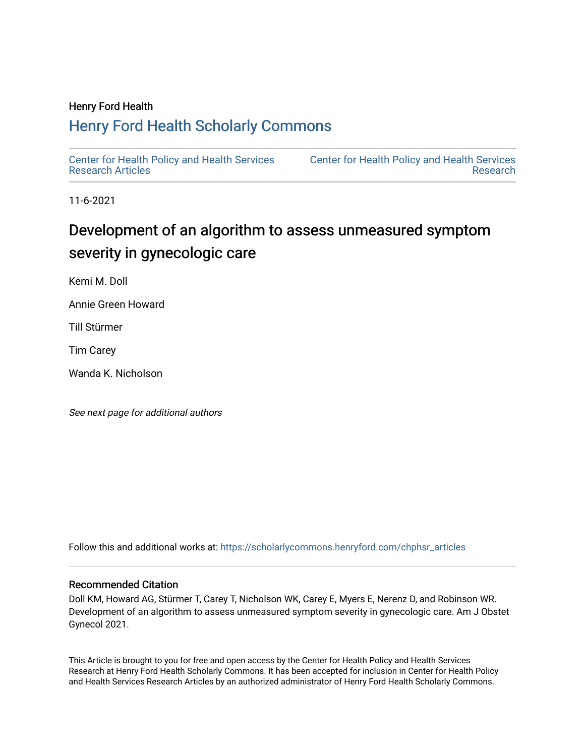Henry Ford Health

# Henry Ford Health Scholarly Commons

Center for Health Policy and Health Services Research Articles

Center for Health Policy and Health Services Research

11-6-2021

# Development of an algorithm to assess unmeasured symptom severity in gynecologic care

Kemi M. Doll

Annie Green Howard

Till Stürmer

Tim Carey

Wanda K. Nicholson

*See next page for additional authors*

Follow this and additional works at: https://scholarlycommons.henryford.com/chphsr_articles

## Recommended Citation

Doll KM, Howard AG, Stürmer T, Carey T, Nicholson WK, Carey E, Myers E, Nerenz D, and Robinson WR. Development of an algorithm to assess unmeasured symptom severity in gynecologic care. Am J Obstet Gynecol 2021.

This Article is brought to you for free and open access by the Center for Health Policy and Health Services Research at Henry Ford Health Scholarly Commons. It has been accepted for inclusion in Center for Health Policy and Health Services Research Articles by an authorized administrator of Henry Ford Health Scholarly Commons.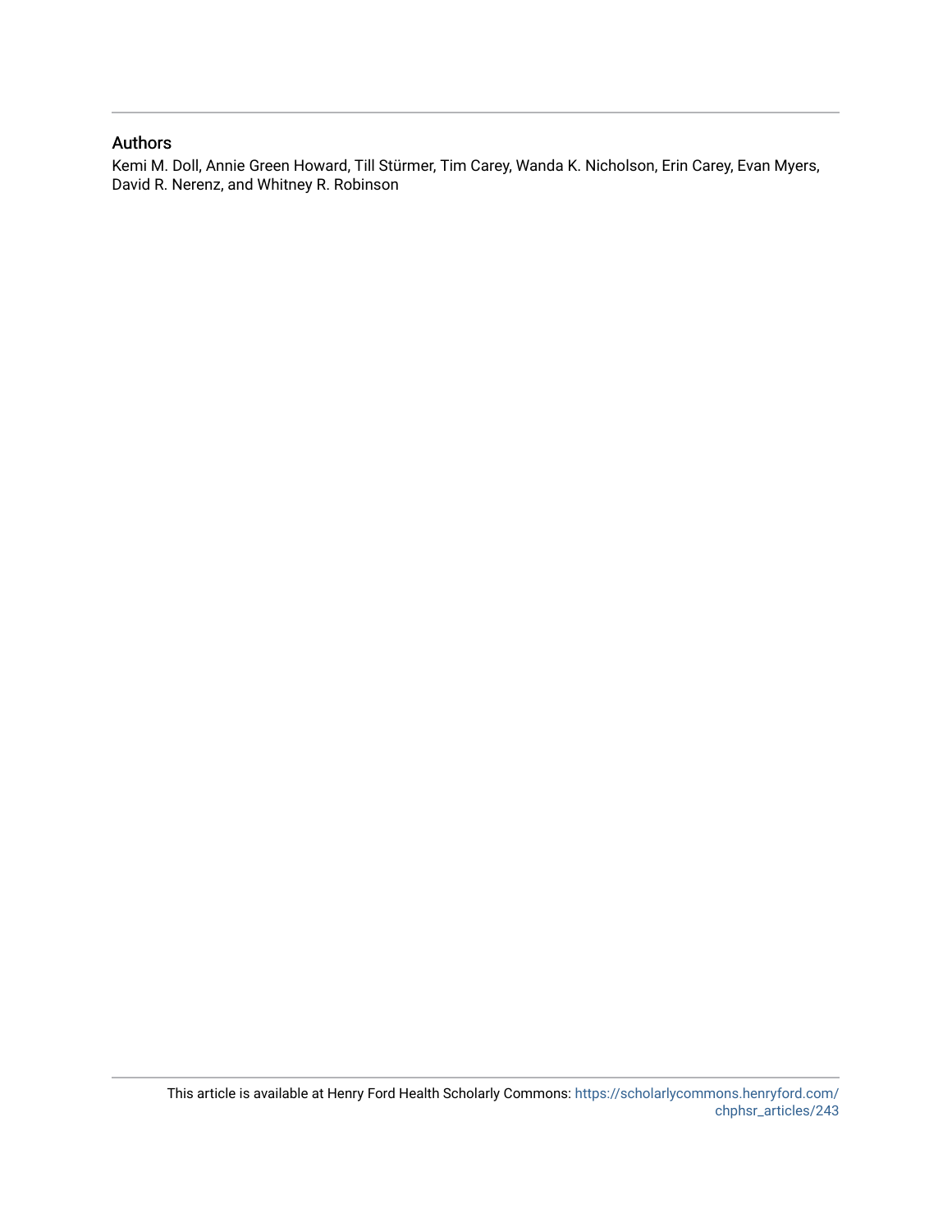## Authors

Kemi M. Doll, Annie Green Howard, Till Stürmer, Tim Carey, Wanda K. Nicholson, Erin Carey, Evan Myers, David R. Nerenz, and Whitney R. Robinson

This article is available at Henry Ford Health Scholarly Commons: https://scholarlycommons.henryford.com/chphsr_articles/243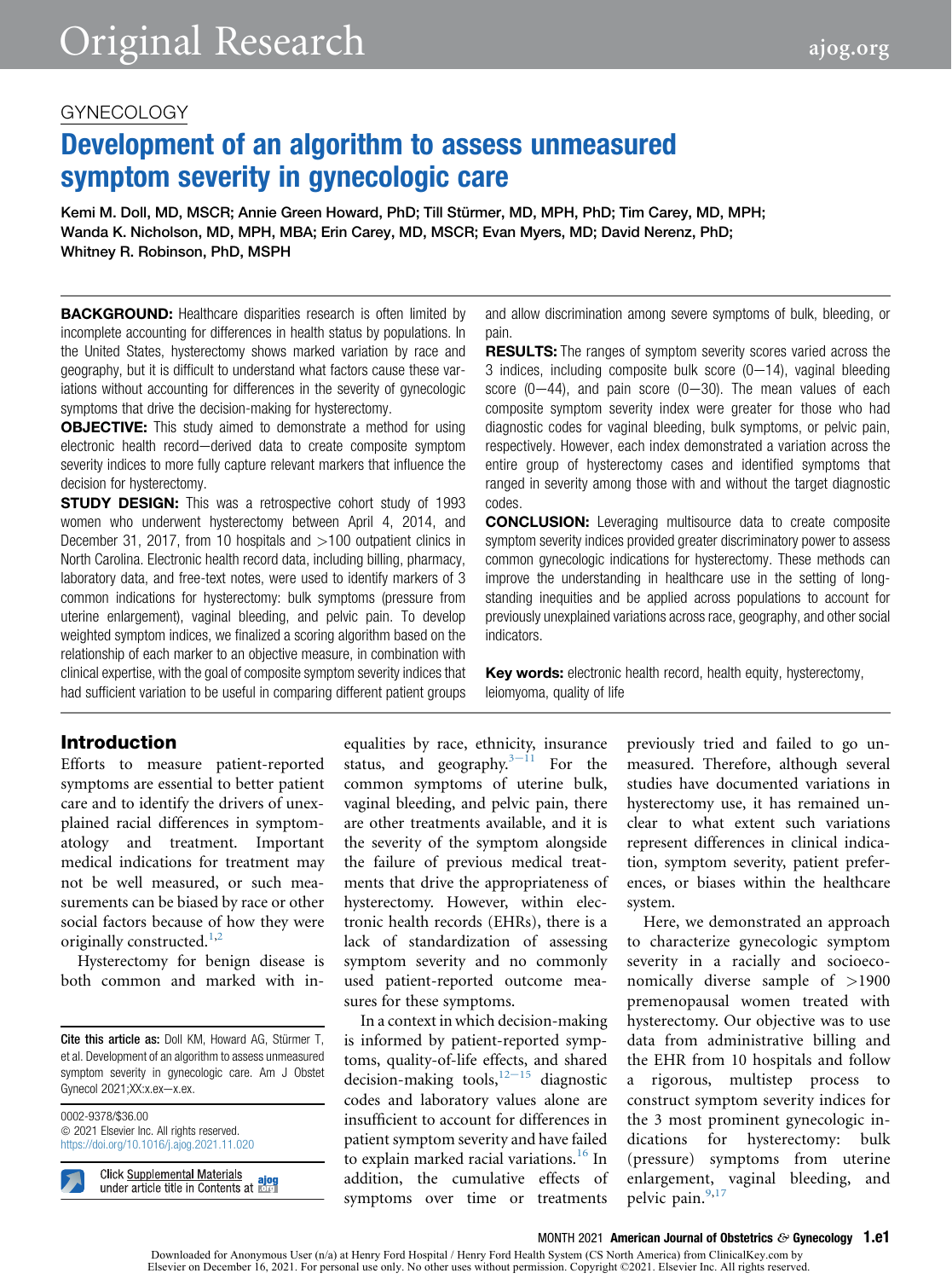GYNECOLOGY

# Development of an algorithm to assess unmeasured symptom severity in gynecologic care

**Kemi M. Doll, MD, MSCR; Annie Green Howard, PhD; Till Stürmer, MD, MPH, PhD; Tim Carey, MD, MPH; Wanda K. Nicholson, MD, MPH, MBA; Erin Carey, MD, MSCR; Evan Myers, MD; David Nerenz, PhD; Whitney R. Robinson, PhD, MSPH**

**BACKGROUND:** Healthcare disparities research is often limited by incomplete accounting for differences in health status by populations. In the United States, hysterectomy shows marked variation by race and geography, but it is difficult to understand what factors cause these variations without accounting for differences in the severity of gynecologic symptoms that drive the decision-making for hysterectomy.

**OBJECTIVE:** This study aimed to demonstrate a method for using electronic health record−derived data to create composite symptom severity indices to more fully capture relevant markers that influence the decision for hysterectomy.

**STUDY DESIGN:** This was a retrospective cohort study of 1993 women who underwent hysterectomy between April 4, 2014, and December 31, 2017, from 10 hospitals and >100 outpatient clinics in North Carolina. Electronic health record data, including billing, pharmacy, laboratory data, and free-text notes, were used to identify markers of 3 common indications for hysterectomy: bulk symptoms (pressure from uterine enlargement), vaginal bleeding, and pelvic pain. To develop weighted symptom indices, we finalized a scoring algorithm based on the relationship of each marker to an objective measure, in combination with clinical expertise, with the goal of composite symptom severity indices that had sufficient variation to be useful in comparing different patient groups and allow discrimination among severe symptoms of bulk, bleeding, or pain.

**RESULTS:** The ranges of symptom severity scores varied across the 3 indices, including composite bulk score (0−14), vaginal bleeding score (0−44), and pain score (0−30). The mean values of each composite symptom severity index were greater for those who had diagnostic codes for vaginal bleeding, bulk symptoms, or pelvic pain, respectively. However, each index demonstrated a variation across the entire group of hysterectomy cases and identified symptoms that ranged in severity among those with and without the target diagnostic codes.

**CONCLUSION:** Leveraging multisource data to create composite symptom severity indices provided greater discriminatory power to assess common gynecologic indications for hysterectomy. These methods can improve the understanding in healthcare use in the setting of long-standing inequities and be applied across populations to account for previously unexplained variations across race, geography, and other social indicators.

**Key words:** electronic health record, health equity, hysterectomy, leiomyoma, quality of life

## Introduction

Efforts to measure patient-reported symptoms are essential to better patient care and to identify the drivers of unexplained racial differences in symptomatology and treatment. Important medical indications for treatment may not be well measured, or such measurements can be biased by race or other social factors because of how they were originally constructed.[1,2]

Hysterectomy for benign disease is both common and marked with inequalities by race, ethnicity, insurance status, and geography.[3−11] For the common symptoms of uterine bulk, vaginal bleeding, and pelvic pain, there are other treatments available, and it is the severity of the symptom alongside the failure of previous medical treatments that drive the appropriateness of hysterectomy. However, within electronic health records (EHRs), there is a lack of standardization of assessing symptom severity and no commonly used patient-reported outcome measures for these symptoms.

In a context in which decision-making is informed by patient-reported symptoms, quality-of-life effects, and shared decision-making tools,[12−15] diagnostic codes and laboratory values alone are insufficient to account for differences in patient symptom severity and have failed to explain marked racial variations.[16] In addition, the cumulative effects of symptoms over time or treatments previously tried and failed to go unmeasured. Therefore, although several studies have documented variations in hysterectomy use, it has remained unclear to what extent such variations represent differences in clinical indication, symptom severity, patient preferences, or biases within the healthcare system.

Here, we demonstrated an approach to characterize gynecologic symptom severity in a racially and socioeconomically diverse sample of >1900 premenopausal women treated with hysterectomy. Our objective was to use data from administrative billing and the EHR from 10 hospitals and follow a rigorous, multistep process to construct symptom severity indices for the 3 most prominent gynecologic indications for hysterectomy: bulk (pressure) symptoms from uterine enlargement, vaginal bleeding, and pelvic pain.[9,17]

Cite this article as: Doll KM, Howard AG, Stürmer T, et al. Development of an algorithm to assess unmeasured symptom severity in gynecologic care. Am J Obstet Gynecol 2021;XX:x.ex−x.ex.

0002-9378/$36.00
© 2021 Elsevier Inc. All rights reserved.
https://doi.org/10.1016/j.ajog.2021.11.020

Click Supplemental Materials under article title in Contents at ajog.org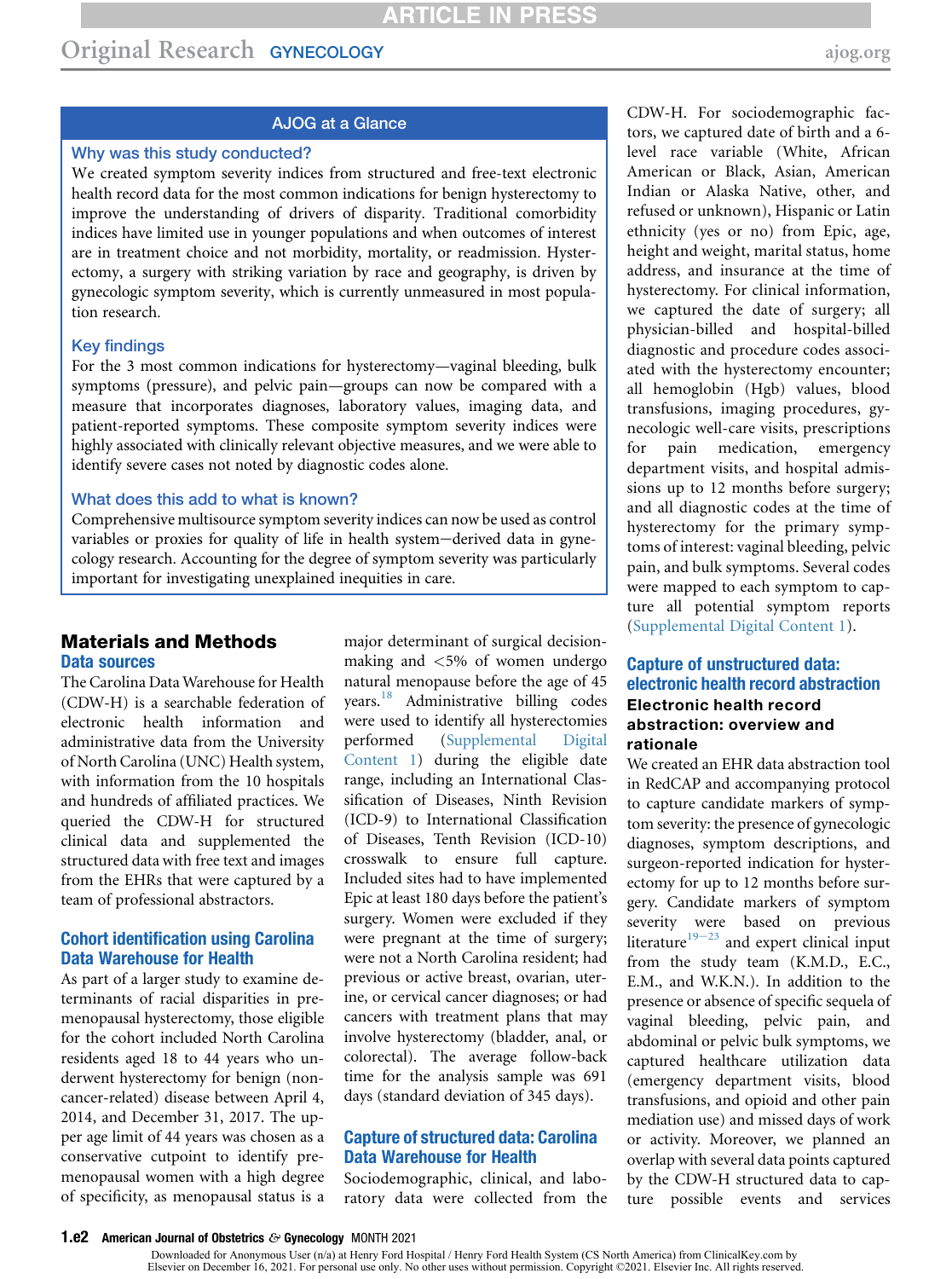## AJOG at a Glance

### Why was this study conducted?

We created symptom severity indices from structured and free-text electronic health record data for the most common indications for benign hysterectomy to improve the understanding of drivers of disparity. Traditional comorbidity indices have limited use in younger populations and when outcomes of interest are in treatment choice and not morbidity, mortality, or readmission. Hysterectomy, a surgery with striking variation by race and geography, is driven by gynecologic symptom severity, which is currently unmeasured in most population research.

### Key findings

For the 3 most common indications for hysterectomy—vaginal bleeding, bulk symptoms (pressure), and pelvic pain—groups can now be compared with a measure that incorporates diagnoses, laboratory values, imaging data, and patient-reported symptoms. These composite symptom severity indices were highly associated with clinically relevant objective measures, and we were able to identify severe cases not noted by diagnostic codes alone.

### What does this add to what is known?

Comprehensive multisource symptom severity indices can now be used as control variables or proxies for quality of life in health system−derived data in gynecology research. Accounting for the degree of symptom severity was particularly important for investigating unexplained inequities in care.

## Materials and Methods

### Data sources

The Carolina Data Warehouse for Health (CDW-H) is a searchable federation of electronic health information and administrative data from the University of North Carolina (UNC) Health system, with information from the 10 hospitals and hundreds of affiliated practices. We queried the CDW-H for structured clinical data and supplemented the structured data with free text and images from the EHRs that were captured by a team of professional abstractors.

### Cohort identification using Carolina Data Warehouse for Health

As part of a larger study to examine determinants of racial disparities in premenopausal hysterectomy, those eligible for the cohort included North Carolina residents aged 18 to 44 years who underwent hysterectomy for benign (non-cancer-related) disease between April 4, 2014, and December 31, 2017. The upper age limit of 44 years was chosen as a conservative cutpoint to identify premenopausal women with a high degree of specificity, as menopausal status is a major determinant of surgical decision-making and <5% of women undergo natural menopause before the age of 45 years.[18] Administrative billing codes were used to identify all hysterectomies performed (Supplemental Digital Content 1) during the eligible date range, including an International Classification of Diseases, Ninth Revision (ICD-9) to International Classification of Diseases, Tenth Revision (ICD-10) crosswalk to ensure full capture. Included sites had to have implemented Epic at least 180 days before the patient's surgery. Women were excluded if they were pregnant at the time of surgery; were not a North Carolina resident; had previous or active breast, ovarian, uterine, or cervical cancer diagnoses; or had cancers with treatment plans that may involve hysterectomy (bladder, anal, or colorectal). The average follow-back time for the analysis sample was 691 days (standard deviation of 345 days).

### Capture of structured data: Carolina Data Warehouse for Health

Sociodemographic, clinical, and laboratory data were collected from the CDW-H. For sociodemographic factors, we captured date of birth and a 6-level race variable (White, African American or Black, Asian, American Indian or Alaska Native, other, and refused or unknown), Hispanic or Latin ethnicity (yes or no) from Epic, age, height and weight, marital status, home address, and insurance at the time of hysterectomy. For clinical information, we captured the date of surgery; all physician-billed and hospital-billed diagnostic and procedure codes associated with the hysterectomy encounter; all hemoglobin (Hgb) values, blood transfusions, imaging procedures, gynecologic well-care visits, prescriptions for pain medication, emergency department visits, and hospital admissions up to 12 months before surgery; and all diagnostic codes at the time of hysterectomy for the primary symptoms of interest: vaginal bleeding, pelvic pain, and bulk symptoms. Several codes were mapped to each symptom to capture all potential symptom reports (Supplemental Digital Content 1).

### Capture of unstructured data: electronic health record abstraction

#### Electronic health record abstraction: overview and rationale

We created an EHR data abstraction tool in RedCAP and accompanying protocol to capture candidate markers of symptom severity: the presence of gynecologic diagnoses, symptom descriptions, and surgeon-reported indication for hysterectomy for up to 12 months before surgery. Candidate markers of symptom severity were based on previous literature[19–23] and expert clinical input from the study team (K.M.D., E.C., E.M., and W.K.N.). In addition to the presence or absence of specific sequela of vaginal bleeding, pelvic pain, and abdominal or pelvic bulk symptoms, we captured healthcare utilization data (emergency department visits, blood transfusions, and opioid and other pain mediation use) and missed days of work or activity. Moreover, we planned an overlap with several data points captured by the CDW-H structured data to capture possible events and services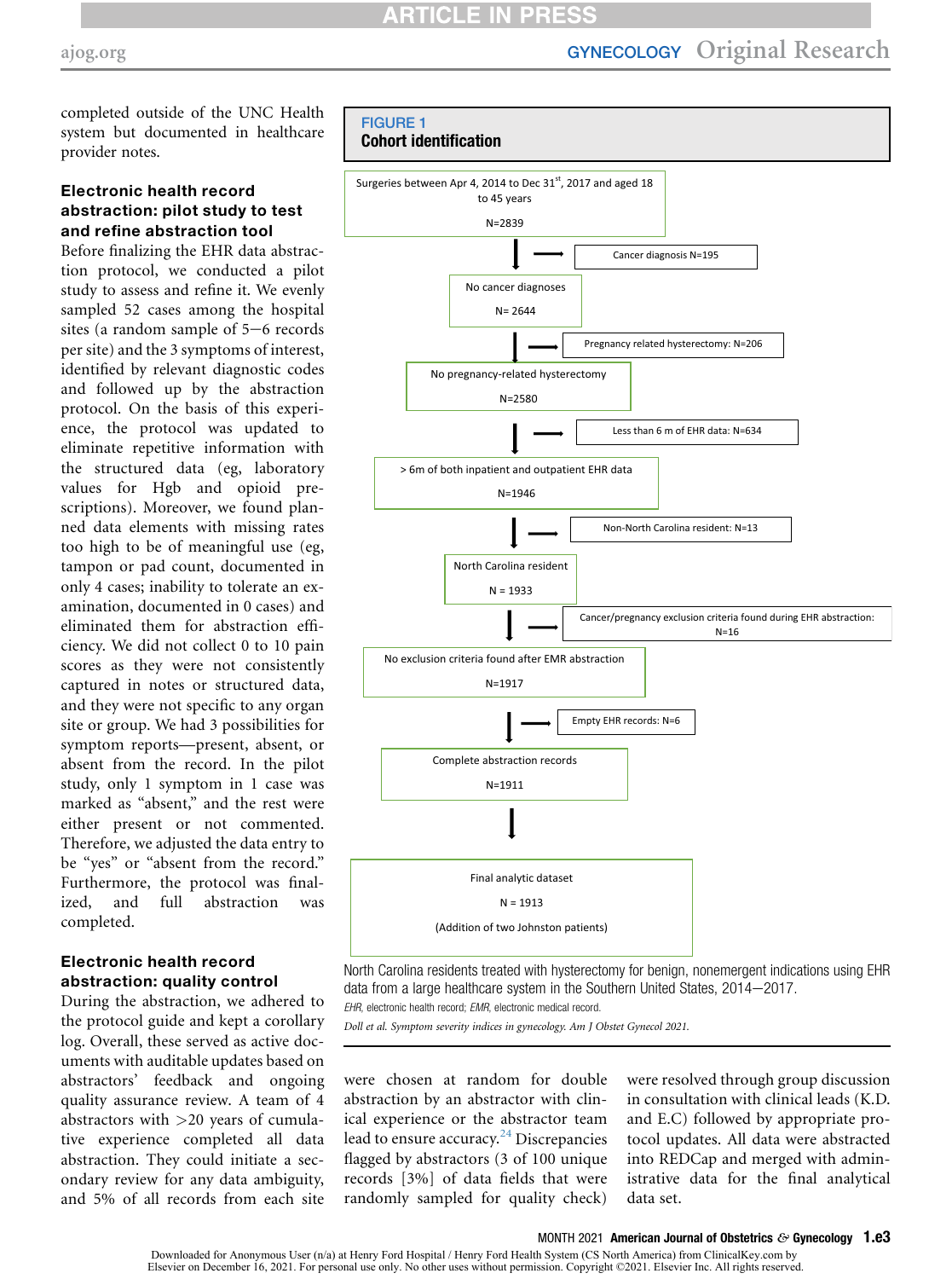completed outside of the UNC Health system but documented in healthcare provider notes.

### Electronic health record abstraction: pilot study to test and refine abstraction tool

Before finalizing the EHR data abstraction protocol, we conducted a pilot study to assess and refine it. We evenly sampled 52 cases among the hospital sites (a random sample of 5−6 records per site) and the 3 symptoms of interest, identified by relevant diagnostic codes and followed up by the abstraction protocol. On the basis of this experience, the protocol was updated to eliminate repetitive information with the structured data (eg, laboratory values for Hgb and opioid prescriptions). Moreover, we found planned data elements with missing rates too high to be of meaningful use (eg, tampon or pad count, documented in only 4 cases; inability to tolerate an examination, documented in 0 cases) and eliminated them for abstraction efficiency. We did not collect 0 to 10 pain scores as they were not consistently captured in notes or structured data, and they were not specific to any organ site or group. We had 3 possibilities for symptom reports—present, absent, or absent from the record. In the pilot study, only 1 symptom in 1 case was marked as "absent," and the rest were either present or not commented. Therefore, we adjusted the data entry to be "yes" or "absent from the record." Furthermore, the protocol was finalized, and full abstraction was completed.

### Electronic health record abstraction: quality control

During the abstraction, we adhered to the protocol guide and kept a corollary log. Overall, these served as active documents with auditable updates based on abstractors' feedback and ongoing quality assurance review. A team of 4 abstractors with >20 years of cumulative experience completed all data abstraction. They could initiate a secondary review for any data ambiguity, and 5% of all records from each site were chosen at random for double abstraction by an abstractor with clinical experience or the abstractor team lead to ensure accuracy.[24] Discrepancies flagged by abstractors (3 of 100 unique records [3%] of data fields that were randomly sampled for quality check) were resolved through group discussion in consultation with clinical leads (K.D. and E.C) followed by appropriate protocol updates. All data were abstracted into REDCap and merged with administrative data for the final analytical data set.

**FIGURE 1**
**Cohort identification**

- Surgeries between Apr 4, 2014 to Dec 31st, 2017 and aged 18 to 45 years — N=2839
  - → Cancer diagnosis N=195
- No cancer diagnoses — N= 2644
  - → Pregnancy related hysterectomy: N=206
- No pregnancy-related hysterectomy — N=2580
  - → Less than 6 m of EHR data: N=634
- > 6m of both inpatient and outpatient EHR data — N=1946
  - → Non-North Carolina resident: N=13
- North Carolina resident — N = 1933
  - → Cancer/pregnancy exclusion criteria found during EHR abstraction: N=16
- No exclusion criteria found after EMR abstraction — N=1917
  - → Empty EHR records: N=6
- Complete abstraction records — N=1911
- Final analytic dataset — N = 1913 (Addition of two Johnston patients)

North Carolina residents treated with hysterectomy for benign, nonemergent indications using EHR data from a large healthcare system in the Southern United States, 2014−2017.

*EHR*, electronic health record; *EMR*, electronic medical record.

*Doll et al. Symptom severity indices in gynecology. Am J Obstet Gynecol 2021.*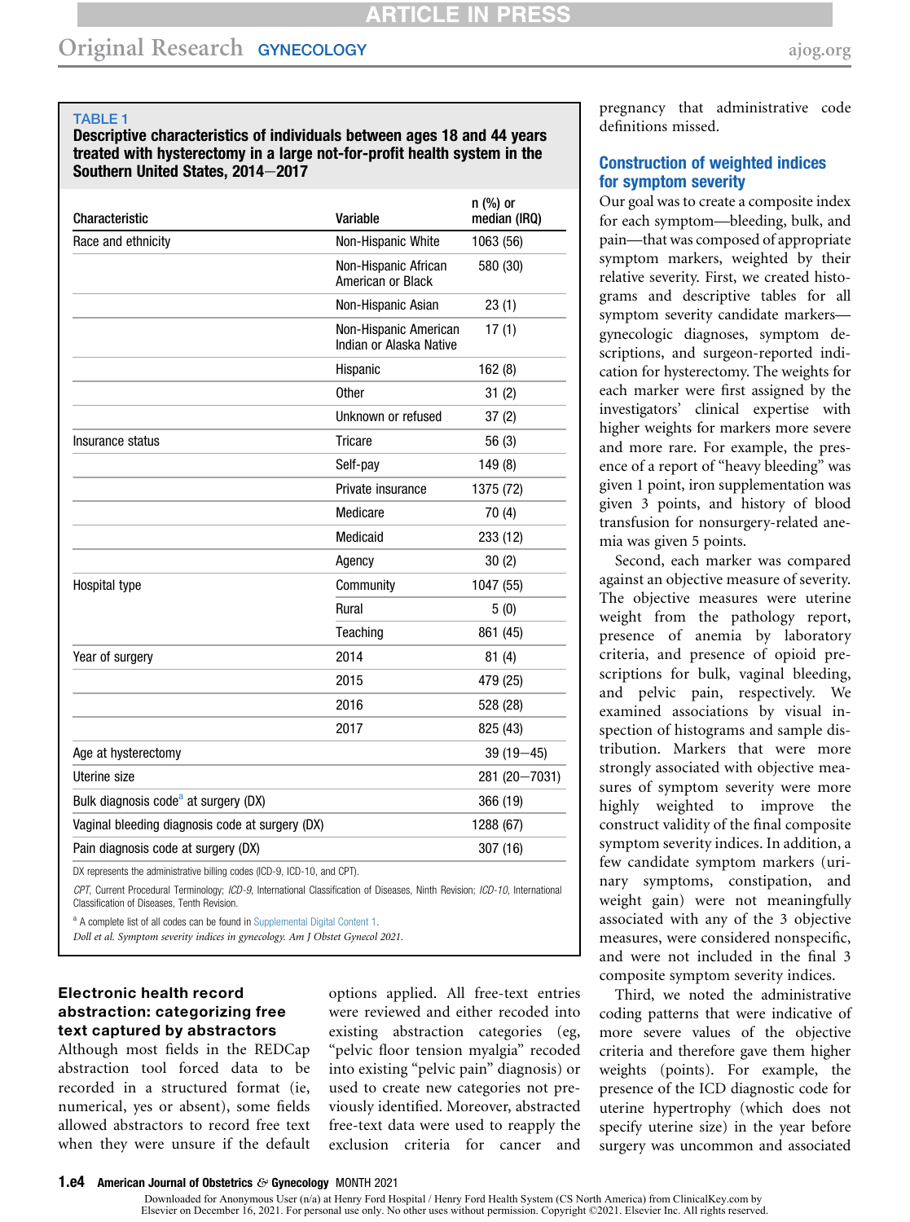**TABLE 1**

**Descriptive characteristics of individuals between ages 18 and 44 years treated with hysterectomy in a large not-for-profit health system in the Southern United States, 2014−2017**

| Characteristic | Variable | n (%) or median (IRQ) |
|---|---|---|
| Race and ethnicity | Non-Hispanic White | 1063 (56) |
| | Non-Hispanic African American or Black | 580 (30) |
| | Non-Hispanic Asian | 23 (1) |
| | Non-Hispanic American Indian or Alaska Native | 17 (1) |
| | Hispanic | 162 (8) |
| | Other | 31 (2) |
| | Unknown or refused | 37 (2) |
| Insurance status | Tricare | 56 (3) |
| | Self-pay | 149 (8) |
| | Private insurance | 1375 (72) |
| | Medicare | 70 (4) |
| | Medicaid | 233 (12) |
| | Agency | 30 (2) |
| Hospital type | Community | 1047 (55) |
| | Rural | 5 (0) |
| | Teaching | 861 (45) |
| Year of surgery | 2014 | 81 (4) |
| | 2015 | 479 (25) |
| | 2016 | 528 (28) |
| | 2017 | 825 (43) |
| Age at hysterectomy | | 39 (19−45) |
| Uterine size | | 281 (20−7031) |
| Bulk diagnosis code[a] at surgery (DX) | | 366 (19) |
| Vaginal bleeding diagnosis code at surgery (DX) | | 1288 (67) |
| Pain diagnosis code at surgery (DX) | | 307 (16) |

DX represents the administrative billing codes (ICD-9, ICD-10, and CPT).

*CPT*, Current Procedural Terminology; *ICD-9*, International Classification of Diseases, Ninth Revision; *ICD-10*, International Classification of Diseases, Tenth Revision.

[a] A complete list of all codes can be found in Supplemental Digital Content 1.

*Doll et al. Symptom severity indices in gynecology. Am J Obstet Gynecol 2021.*

### Electronic health record abstraction: categorizing free text captured by abstractors

Although most fields in the REDCap abstraction tool forced data to be recorded in a structured format (ie, numerical, yes or absent), some fields allowed abstractors to record free text when they were unsure if the default options applied. All free-text entries were reviewed and either recoded into existing abstraction categories (eg, "pelvic floor tension myalgia" recoded into existing "pelvic pain" diagnosis) or used to create new categories not previously identified. Moreover, abstracted free-text data were used to reapply the exclusion criteria for cancer and pregnancy that administrative code definitions missed.

### Construction of weighted indices for symptom severity

Our goal was to create a composite index for each symptom—bleeding, bulk, and pain—that was composed of appropriate symptom markers, weighted by their relative severity. First, we created histograms and descriptive tables for all symptom severity candidate markers—gynecologic diagnoses, symptom descriptions, and surgeon-reported indication for hysterectomy. The weights for each marker were first assigned by the investigators' clinical expertise with higher weights for markers more severe and more rare. For example, the presence of a report of "heavy bleeding" was given 1 point, iron supplementation was given 3 points, and history of blood transfusion for nonsurgery-related anemia was given 5 points.

Second, each marker was compared against an objective measure of severity. The objective measures were uterine weight from the pathology report, presence of anemia by laboratory criteria, and presence of opioid prescriptions for bulk, vaginal bleeding, and pelvic pain, respectively. We examined associations by visual inspection of histograms and sample distribution. Markers that were more strongly associated with objective measures of symptom severity were more highly weighted to improve the construct validity of the final composite symptom severity indices. In addition, a few candidate symptom markers (urinary symptoms, constipation, and weight gain) were not meaningfully associated with any of the 3 objective measures, were considered nonspecific, and were not included in the final 3 composite symptom severity indices.

Third, we noted the administrative coding patterns that were indicative of more severe values of the objective criteria and therefore gave them higher weights (points). For example, the presence of the ICD diagnostic code for uterine hypertrophy (which does not specify uterine size) in the year before surgery was uncommon and associated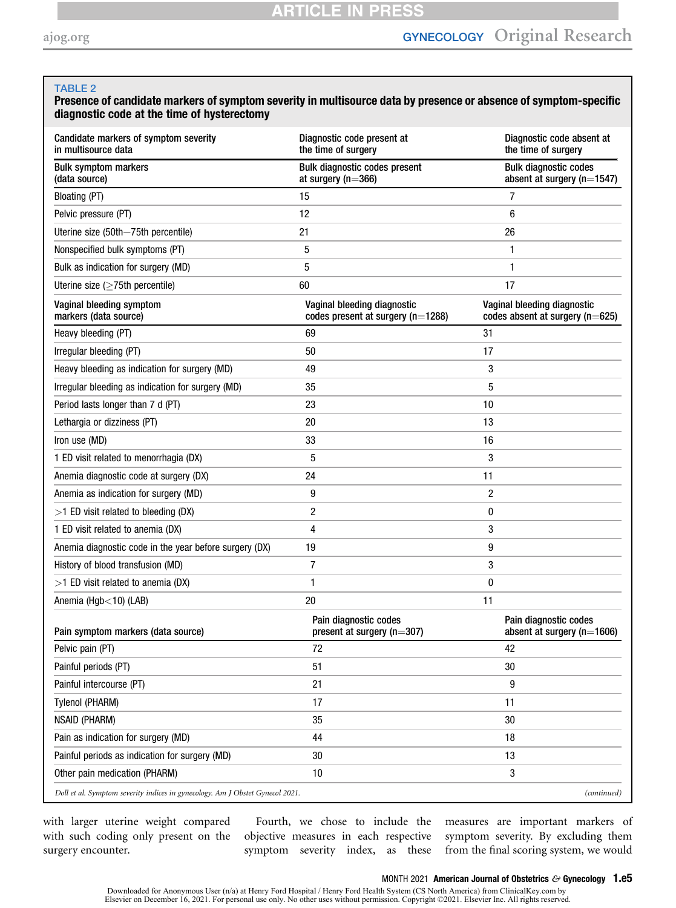**TABLE 2**

**Presence of candidate markers of symptom severity in multisource data by presence or absence of symptom-specific diagnostic code at the time of hysterectomy**

| Candidate markers of symptom severity in multisource data | Diagnostic code present at the time of surgery | Diagnostic code absent at the time of surgery |
|---|---|---|
| **Bulk symptom markers (data source)** | **Bulk diagnostic codes present at surgery (n=366)** | **Bulk diagnostic codes absent at surgery (n=1547)** |
| Bloating (PT) | 15 | 7 |
| Pelvic pressure (PT) | 12 | 6 |
| Uterine size (50th–75th percentile) | 21 | 26 |
| Nonspecified bulk symptoms (PT) | 5 | 1 |
| Bulk as indication for surgery (MD) | 5 | 1 |
| Uterine size (≥75th percentile) | 60 | 17 |
| **Vaginal bleeding symptom markers (data source)** | **Vaginal bleeding diagnostic codes present at surgery (n=1288)** | **Vaginal bleeding diagnostic codes absent at surgery (n=625)** |
| Heavy bleeding (PT) | 69 | 31 |
| Irregular bleeding (PT) | 50 | 17 |
| Heavy bleeding as indication for surgery (MD) | 49 | 3 |
| Irregular bleeding as indication for surgery (MD) | 35 | 5 |
| Period lasts longer than 7 d (PT) | 23 | 10 |
| Lethargia or dizziness (PT) | 20 | 13 |
| Iron use (MD) | 33 | 16 |
| 1 ED visit related to menorrhagia (DX) | 5 | 3 |
| Anemia diagnostic code at surgery (DX) | 24 | 11 |
| Anemia as indication for surgery (MD) | 9 | 2 |
| >1 ED visit related to bleeding (DX) | 2 | 0 |
| 1 ED visit related to anemia (DX) | 4 | 3 |
| Anemia diagnostic code in the year before surgery (DX) | 19 | 9 |
| History of blood transfusion (MD) | 7 | 3 |
| >1 ED visit related to anemia (DX) | 1 | 0 |
| Anemia (Hgb<10) (LAB) | 20 | 11 |
| **Pain symptom markers (data source)** | **Pain diagnostic codes present at surgery (n=307)** | **Pain diagnostic codes absent at surgery (n=1606)** |
| Pelvic pain (PT) | 72 | 42 |
| Painful periods (PT) | 51 | 30 |
| Painful intercourse (PT) | 21 | 9 |
| Tylenol (PHARM) | 17 | 11 |
| NSAID (PHARM) | 35 | 30 |
| Pain as indication for surgery (MD) | 44 | 18 |
| Painful periods as indication for surgery (MD) | 30 | 13 |
| Other pain medication (PHARM) | 10 | 3 |

*Doll et al. Symptom severity indices in gynecology. Am J Obstet Gynecol 2021.* *(continued)*

with larger uterine weight compared with such coding only present on the surgery encounter.

Fourth, we chose to include the objective measures in each respective symptom severity index, as these measures are important markers of symptom severity. By excluding them from the final scoring system, we would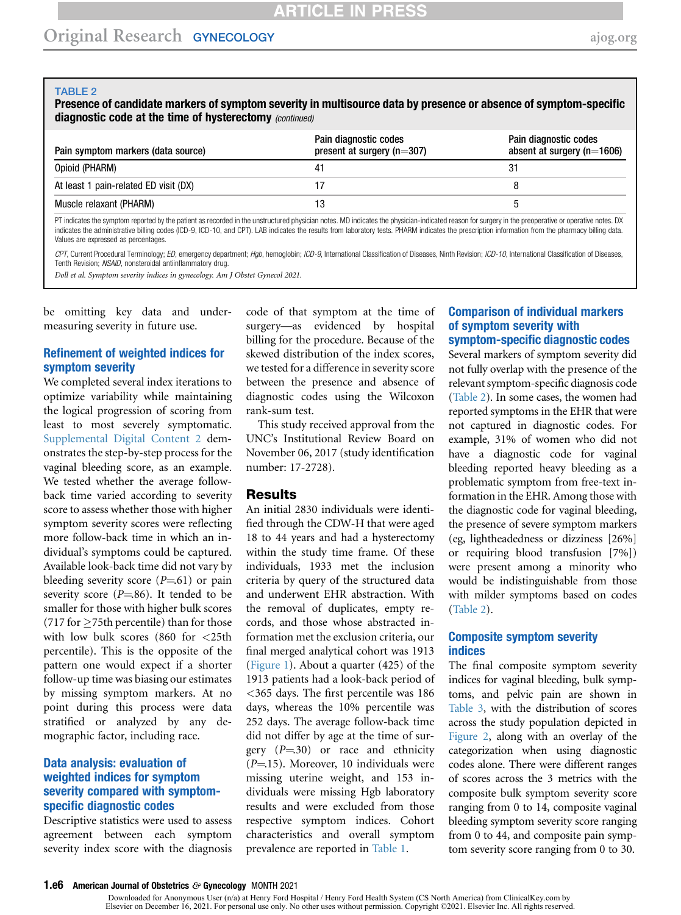**TABLE 2**
**Presence of candidate markers of symptom severity in multisource data by presence or absence of symptom-specific diagnostic code at the time of hysterectomy** *(continued)*

| Pain symptom markers (data source) | Pain diagnostic codes present at surgery (n=307) | Pain diagnostic codes absent at surgery (n=1606) |
|---|---|---|
| Opioid (PHARM) | 41 | 31 |
| At least 1 pain-related ED visit (DX) | 17 | 8 |
| Muscle relaxant (PHARM) | 13 | 5 |

PT indicates the symptom reported by the patient as recorded in the unstructured physician notes. MD indicates the physician-indicated reason for surgery in the preoperative or operative notes. DX indicates the administrative billing codes (ICD-9, ICD-10, and CPT). LAB indicates the results from laboratory tests. PHARM indicates the prescription information from the pharmacy billing data. Values are expressed as percentages.

*CPT*, Current Procedural Terminology; *ED*, emergency department; *Hgb*, hemoglobin; *ICD-9*, International Classification of Diseases, Ninth Revision; *ICD-10*, International Classification of Diseases, Tenth Revision; *NSAID*, nonsteroidal antiinflammatory drug.

*Doll et al. Symptom severity indices in gynecology. Am J Obstet Gynecol 2021.*

be omitting key data and under-measuring severity in future use.

### Refinement of weighted indices for symptom severity

We completed several index iterations to optimize variability while maintaining the logical progression of scoring from least to most severely symptomatic. Supplemental Digital Content 2 demonstrates the step-by-step process for the vaginal bleeding score, as an example. We tested whether the average follow-back time varied according to severity score to assess whether those with higher symptom severity scores were reflecting more follow-back time in which an individual's symptoms could be captured. Available look-back time did not vary by bleeding severity score ($P$=.61) or pain severity score ($P$=.86). It tended to be smaller for those with higher bulk scores (717 for ≥75th percentile) than for those with low bulk scores (860 for <25th percentile). This is the opposite of the pattern one would expect if a shorter follow-up time was biasing our estimates by missing symptom markers. At no point during this process were data stratified or analyzed by any demographic factor, including race.

### Data analysis: evaluation of weighted indices for symptom severity compared with symptom-specific diagnostic codes

Descriptive statistics were used to assess agreement between each symptom severity index score with the diagnosis code of that symptom at the time of surgery—as evidenced by hospital billing for the procedure. Because of the skewed distribution of the index scores, we tested for a difference in severity score between the presence and absence of diagnostic codes using the Wilcoxon rank-sum test.

This study received approval from the UNC's Institutional Review Board on November 06, 2017 (study identification number: 17-2728).

## Results

An initial 2830 individuals were identified through the CDW-H that were aged 18 to 44 years and had a hysterectomy within the study time frame. Of these individuals, 1933 met the inclusion criteria by query of the structured data and underwent EHR abstraction. With the removal of duplicates, empty records, and those whose abstracted information met the exclusion criteria, our final merged analytical cohort was 1913 (Figure 1). About a quarter (425) of the 1913 patients had a look-back period of <365 days. The first percentile was 186 days, whereas the 10% percentile was 252 days. The average follow-back time did not differ by age at the time of surgery ($P$=.30) or race and ethnicity ($P$=.15). Moreover, 10 individuals were missing uterine weight, and 153 individuals were missing Hgb laboratory results and were excluded from those respective symptom indices. Cohort characteristics and overall symptom prevalence are reported in Table 1.

### Comparison of individual markers of symptom severity with symptom-specific diagnostic codes

Several markers of symptom severity did not fully overlap with the presence of the relevant symptom-specific diagnosis code (Table 2). In some cases, the women had reported symptoms in the EHR that were not captured in diagnostic codes. For example, 31% of women who did not have a diagnostic code for vaginal bleeding reported heavy bleeding as a problematic symptom from free-text information in the EHR. Among those with the diagnostic code for vaginal bleeding, the presence of severe symptom markers (eg, lightheadedness or dizziness [26%] or requiring blood transfusion [7%]) were present among a minority who would be indistinguishable from those with milder symptoms based on codes (Table 2).

### Composite symptom severity indices

The final composite symptom severity indices for vaginal bleeding, bulk symptoms, and pelvic pain are shown in Table 3, with the distribution of scores across the study population depicted in Figure 2, along with an overlay of the categorization when using diagnostic codes alone. There were different ranges of scores across the 3 metrics with the composite bulk symptom severity score ranging from 0 to 14, composite vaginal bleeding symptom severity score ranging from 0 to 44, and composite pain symptom severity score ranging from 0 to 30.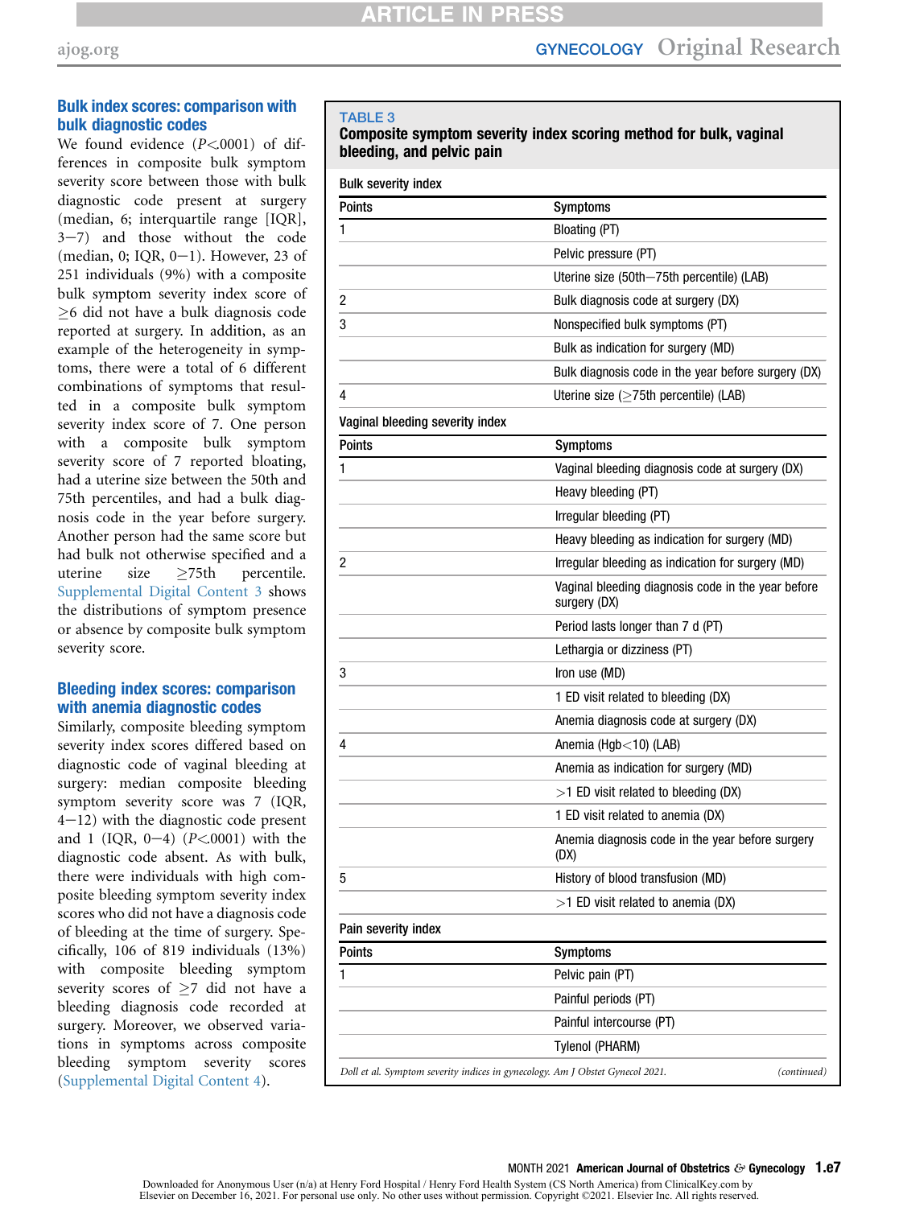### Bulk index scores: comparison with bulk diagnostic codes

We found evidence ($P<.0001$) of differences in composite bulk symptom severity score between those with bulk diagnostic code present at surgery (median, 6; interquartile range [IQR], 3−7) and those without the code (median, 0; IQR, 0−1). However, 23 of 251 individuals (9%) with a composite bulk symptom severity index score of ≥6 did not have a bulk diagnosis code reported at surgery. In addition, as an example of the heterogeneity in symptoms, there were a total of 6 different combinations of symptoms that resulted in a composite bulk symptom severity index score of 7. One person with a composite bulk symptom severity score of 7 reported bloating, had a uterine size between the 50th and 75th percentiles, and had a bulk diagnosis code in the year before surgery. Another person had the same score but had bulk not otherwise specified and a uterine size ≥75th percentile. Supplemental Digital Content 3 shows the distributions of symptom presence or absence by composite bulk symptom severity score.

### Bleeding index scores: comparison with anemia diagnostic codes

Similarly, composite bleeding symptom severity index scores differed based on diagnostic code of vaginal bleeding at surgery: median composite bleeding symptom severity score was 7 (IQR, 4−12) with the diagnostic code present and 1 (IQR, 0−4) ($P<.0001$) with the diagnostic code absent. As with bulk, there were individuals with high composite bleeding symptom severity index scores who did not have a diagnosis code of bleeding at the time of surgery. Specifically, 106 of 819 individuals (13%) with composite bleeding symptom severity scores of ≥7 did not have a bleeding diagnosis code recorded at surgery. Moreover, we observed variations in symptoms across composite bleeding symptom severity scores (Supplemental Digital Content 4).

**TABLE 3**
**Composite symptom severity index scoring method for bulk, vaginal bleeding, and pelvic pain**

**Bulk severity index**

| Points | Symptoms |
|---|---|
| 1 | Bloating (PT) |
| | Pelvic pressure (PT) |
| | Uterine size (50th−75th percentile) (LAB) |
| 2 | Bulk diagnosis code at surgery (DX) |
| 3 | Nonspecified bulk symptoms (PT) |
| | Bulk as indication for surgery (MD) |
| | Bulk diagnosis code in the year before surgery (DX) |
| 4 | Uterine size (≥75th percentile) (LAB) |

**Vaginal bleeding severity index**

| Points | Symptoms |
|---|---|
| 1 | Vaginal bleeding diagnosis code at surgery (DX) |
| | Heavy bleeding (PT) |
| | Irregular bleeding (PT) |
| | Heavy bleeding as indication for surgery (MD) |
| 2 | Irregular bleeding as indication for surgery (MD) |
| | Vaginal bleeding diagnosis code in the year before surgery (DX) |
| | Period lasts longer than 7 d (PT) |
| | Lethargia or dizziness (PT) |
| 3 | Iron use (MD) |
| | 1 ED visit related to bleeding (DX) |
| | Anemia diagnosis code at surgery (DX) |
| 4 | Anemia (Hgb<10) (LAB) |
| | Anemia as indication for surgery (MD) |
| | >1 ED visit related to bleeding (DX) |
| | 1 ED visit related to anemia (DX) |
| | Anemia diagnosis code in the year before surgery (DX) |
| 5 | History of blood transfusion (MD) |
| | >1 ED visit related to anemia (DX) |

**Pain severity index**

| Points | Symptoms |
|---|---|
| 1 | Pelvic pain (PT) |
| | Painful periods (PT) |
| | Painful intercourse (PT) |
| | Tylenol (PHARM) |

*Doll et al. Symptom severity indices in gynecology. Am J Obstet Gynecol 2021.* *(continued)*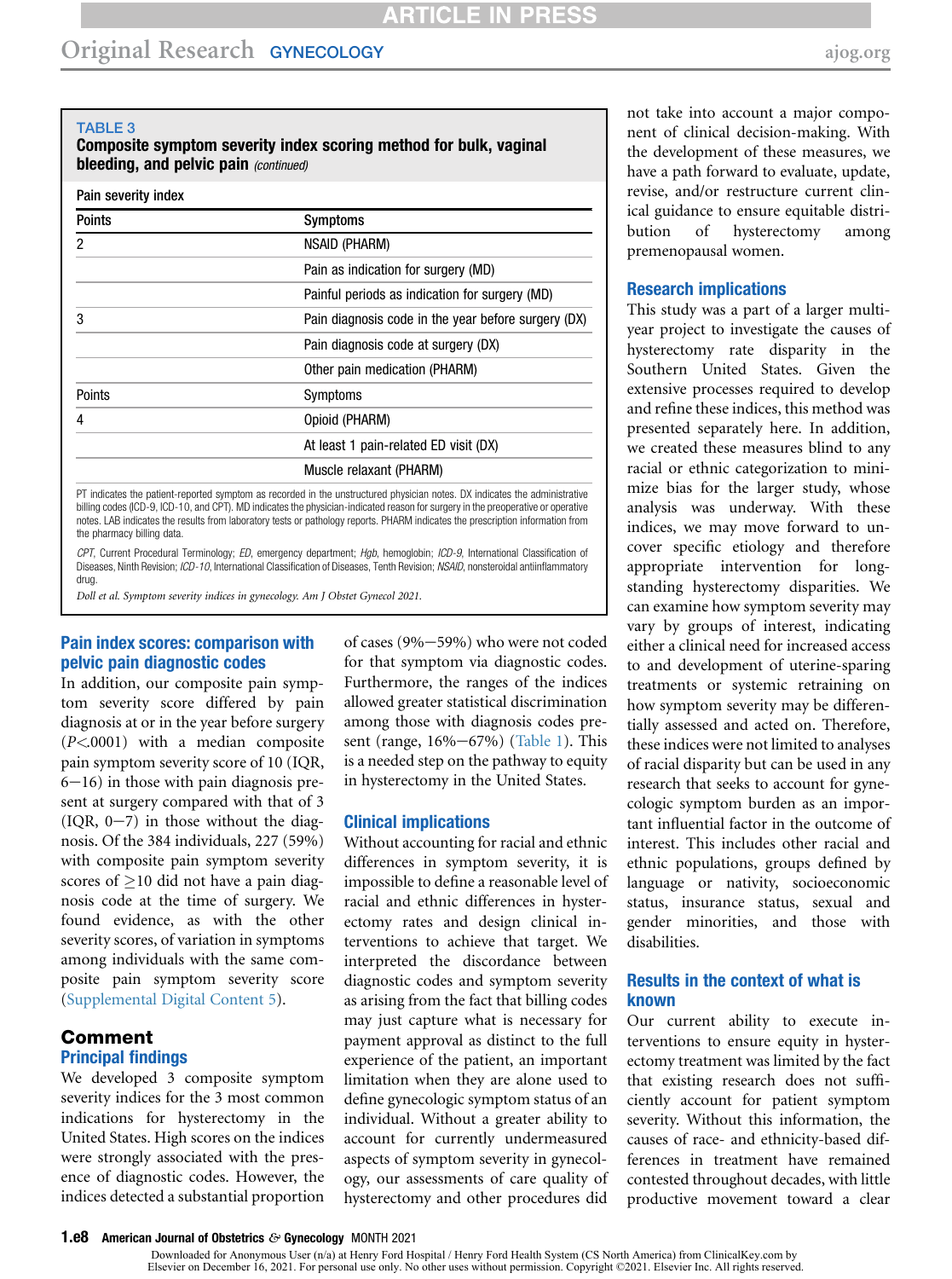**TABLE 3**
**Composite symptom severity index scoring method for bulk, vaginal bleeding, and pelvic pain** *(continued)*

Pain severity index

| Points | Symptoms |
|---|---|
| 2 | NSAID (PHARM) |
| | Pain as indication for surgery (MD) |
| | Painful periods as indication for surgery (MD) |
| 3 | Pain diagnosis code in the year before surgery (DX) |
| | Pain diagnosis code at surgery (DX) |
| | Other pain medication (PHARM) |
| Points | Symptoms |
| 4 | Opioid (PHARM) |
| | At least 1 pain-related ED visit (DX) |
| | Muscle relaxant (PHARM) |

PT indicates the patient-reported symptom as recorded in the unstructured physician notes. DX indicates the administrative billing codes (ICD-9, ICD-10, and CPT). MD indicates the physician-indicated reason for surgery in the preoperative or operative notes. LAB indicates the results from laboratory tests or pathology reports. PHARM indicates the prescription information from the pharmacy billing data.

*CPT*, Current Procedural Terminology; *ED*, emergency department; *Hgb*, hemoglobin; *ICD-9*, International Classification of Diseases, Ninth Revision; *ICD-10*, International Classification of Diseases, Tenth Revision; *NSAID*, nonsteroidal antiinflammatory drug.

*Doll et al. Symptom severity indices in gynecology. Am J Obstet Gynecol 2021.*

### Pain index scores: comparison with pelvic pain diagnostic codes

In addition, our composite pain symptom severity score differed by pain diagnosis at or in the year before surgery ($P<.0001$) with a median composite pain symptom severity score of 10 (IQR, 6−16) in those with pain diagnosis present at surgery compared with that of 3 (IQR, 0−7) in those without the diagnosis. Of the 384 individuals, 227 (59%) with composite pain symptom severity scores of ≥10 did not have a pain diagnosis code at the time of surgery. We found evidence, as with the other severity scores, of variation in symptoms among individuals with the same composite pain symptom severity score (Supplemental Digital Content 5).

## Comment

### Principal findings

We developed 3 composite symptom severity indices for the 3 most common indications for hysterectomy in the United States. High scores on the indices were strongly associated with the presence of diagnostic codes. However, the indices detected a substantial proportion of cases (9%−59%) who were not coded for that symptom via diagnostic codes. Furthermore, the ranges of the indices allowed greater statistical discrimination among those with diagnosis codes present (range, 16%−67%) (Table 1). This is a needed step on the pathway to equity in hysterectomy in the United States.

### Clinical implications

Without accounting for racial and ethnic differences in symptom severity, it is impossible to define a reasonable level of racial and ethnic differences in hysterectomy rates and design clinical interventions to achieve that target. We interpreted the discordance between diagnostic codes and symptom severity as arising from the fact that billing codes may just capture what is necessary for payment approval as distinct to the full experience of the patient, an important limitation when they are alone used to define gynecologic symptom status of an individual. Without a greater ability to account for currently undermeasured aspects of symptom severity in gynecology, our assessments of care quality of hysterectomy and other procedures did not take into account a major component of clinical decision-making. With the development of these measures, we have a path forward to evaluate, update, revise, and/or restructure current clinical guidance to ensure equitable distribution of hysterectomy among premenopausal women.

### Research implications

This study was a part of a larger multiyear project to investigate the causes of hysterectomy rate disparity in the Southern United States. Given the extensive processes required to develop and refine these indices, this method was presented separately here. In addition, we created these measures blind to any racial or ethnic categorization to minimize bias for the larger study, whose analysis was underway. With these indices, we may move forward to uncover specific etiology and therefore appropriate intervention for longstanding hysterectomy disparities. We can examine how symptom severity may vary by groups of interest, indicating either a clinical need for increased access to and development of uterine-sparing treatments or systemic retraining on how symptom severity may be differentially assessed and acted on. Therefore, these indices were not limited to analyses of racial disparity but can be used in any research that seeks to account for gynecologic symptom burden as an important influential factor in the outcome of interest. This includes other racial and ethnic populations, groups defined by language or nativity, socioeconomic status, insurance status, sexual and gender minorities, and those with disabilities.

### Results in the context of what is known

Our current ability to execute interventions to ensure equity in hysterectomy treatment was limited by the fact that existing research does not sufficiently account for patient symptom severity. Without this information, the causes of race- and ethnicity-based differences in treatment have remained contested throughout decades, with little productive movement toward a clear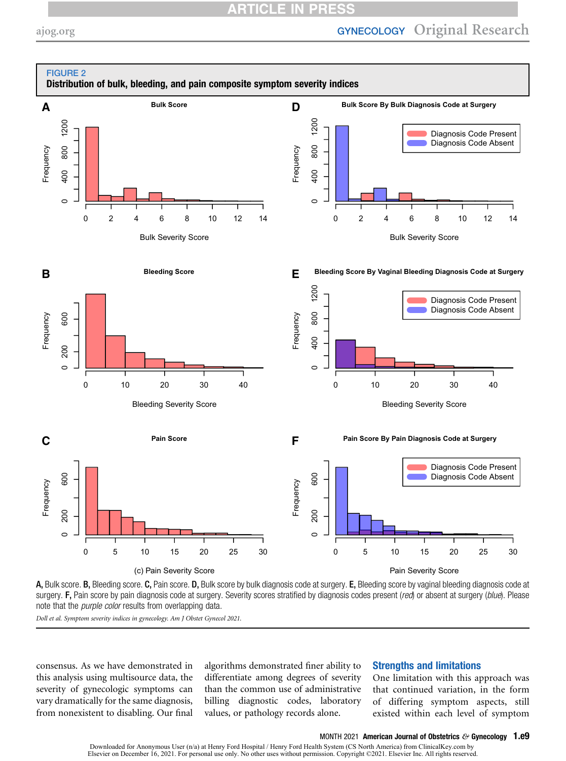**FIGURE 2**
**Distribution of bulk, bleeding, and pain composite symptom severity indices**

**A,** Bulk score. **B,** Bleeding score. **C,** Pain score. **D,** Bulk score by bulk diagnosis code at surgery. **E,** Bleeding score by vaginal bleeding diagnosis code at surgery. **F,** Pain score by pain diagnosis code at surgery. Severity scores stratified by diagnosis codes present (*red*) or absent at surgery (*blue*). Please note that the *purple color* results from overlapping data.

*Doll et al. Symptom severity indices in gynecology. Am J Obstet Gynecol 2021.*

consensus. As we have demonstrated in this analysis using multisource data, the severity of gynecologic symptoms can vary dramatically for the same diagnosis, from nonexistent to disabling. Our final algorithms demonstrated finer ability to differentiate among degrees of severity than the common use of administrative billing diagnostic codes, laboratory values, or pathology records alone.

## Strengths and limitations

One limitation with this approach was that continued variation, in the form of differing symptom aspects, still existed within each level of symptom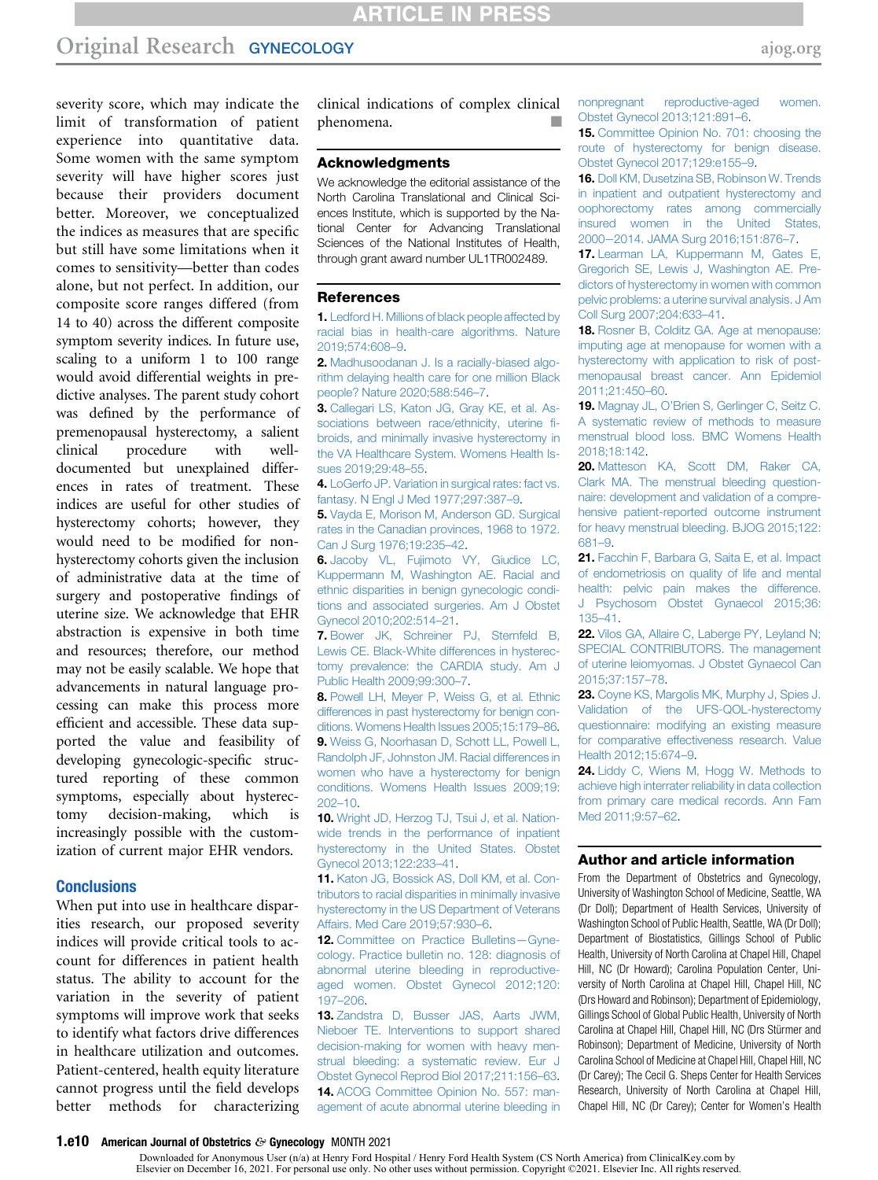severity score, which may indicate the limit of transformation of patient experience into quantitative data. Some women with the same symptom severity will have higher scores just because their providers document better. Moreover, we conceptualized the indices as measures that are specific but still have some limitations when it comes to sensitivity—better than codes alone, but not perfect. In addition, our composite score ranges differed (from 14 to 40) across the different composite symptom severity indices. In future use, scaling to a uniform 1 to 100 range would avoid differential weights in predictive analyses. The parent study cohort was defined by the performance of premenopausal hysterectomy, a salient clinical procedure with well-documented but unexplained differences in rates of treatment. These indices are useful for other studies of hysterectomy cohorts; however, they would need to be modified for non-hysterectomy cohorts given the inclusion of administrative data at the time of surgery and postoperative findings of uterine size. We acknowledge that EHR abstraction is expensive in both time and resources; therefore, our method may not be easily scalable. We hope that advancements in natural language processing can make this process more efficient and accessible. These data supported the value and feasibility of developing gynecologic-specific structured reporting of these common symptoms, especially about hysterectomy decision-making, which is increasingly possible with the customization of current major EHR vendors.

## Conclusions

When put into use in healthcare disparities research, our proposed severity indices will provide critical tools to account for differences in patient health status. The ability to account for the variation in the severity of patient symptoms will improve work that seeks to identify what factors drive differences in healthcare utilization and outcomes. Patient-centered, health equity literature cannot progress until the field develops better methods for characterizing clinical indications of complex clinical phenomena. ■

## Acknowledgments

We acknowledge the editorial assistance of the North Carolina Translational and Clinical Sciences Institute, which is supported by the National Center for Advancing Translational Sciences of the National Institutes of Health, through grant award number UL1TR002489.

## References

1. Ledford H. Millions of black people affected by racial bias in health-care algorithms. Nature 2019;574:608–9.
2. Madhusoodanan J. Is a racially-biased algorithm delaying health care for one million Black people? Nature 2020;588:546–7.
3. Callegari LS, Katon JG, Gray KE, et al. Associations between race/ethnicity, uterine fibroids, and minimally invasive hysterectomy in the VA Healthcare System. Womens Health Issues 2019;29:48–55.
4. LoGerfo JP. Variation in surgical rates: fact vs. fantasy. N Engl J Med 1977;297:387–9.
5. Vayda E, Morison M, Anderson GD. Surgical rates in the Canadian provinces, 1968 to 1972. Can J Surg 1976;19:235–42.
6. Jacoby VL, Fujimoto VY, Giudice LC, Kuppermann M, Washington AE. Racial and ethnic disparities in benign gynecologic conditions and associated surgeries. Am J Obstet Gynecol 2010;202:514–21.
7. Bower JK, Schreiner PJ, Sternfeld B, Lewis CE. Black-White differences in hysterectomy prevalence: the CARDIA study. Am J Public Health 2009;99:300–7.
8. Powell LH, Meyer P, Weiss G, et al. Ethnic differences in past hysterectomy for benign conditions. Womens Health Issues 2005;15:179–86.
9. Weiss G, Noorhasan D, Schott LL, Powell L, Randolph JF, Johnston JM. Racial differences in women who have a hysterectomy for benign conditions. Womens Health Issues 2009;19:202–10.
10. Wright JD, Herzog TJ, Tsui J, et al. Nationwide trends in the performance of inpatient hysterectomy in the United States. Obstet Gynecol 2013;122:233–41.
11. Katon JG, Bossick AS, Doll KM, et al. Contributors to racial disparities in minimally invasive hysterectomy in the US Department of Veterans Affairs. Med Care 2019;57:930–6.
12. Committee on Practice Bulletins—Gynecology. Practice bulletin no. 128: diagnosis of abnormal uterine bleeding in reproductive-aged women. Obstet Gynecol 2012;120:197–206.
13. Zandstra D, Busser JAS, Aarts JWM, Nieboer TE. Interventions to support shared decision-making for women with heavy menstrual bleeding: a systematic review. Eur J Obstet Gynecol Reprod Biol 2017;211:156–63.
14. ACOG Committee Opinion No. 557: management of acute abnormal uterine bleeding in nonpregnant reproductive-aged women. Obstet Gynecol 2013;121:891–6.
15. Committee Opinion No. 701: choosing the route of hysterectomy for benign disease. Obstet Gynecol 2017;129:e155–9.
16. Doll KM, Dusetzina SB, Robinson W. Trends in inpatient and outpatient hysterectomy and oophorectomy rates among commercially insured women in the United States, 2000–2014. JAMA Surg 2016;151:876–7.
17. Learman LA, Kuppermann M, Gates E, Gregorich SE, Lewis J, Washington AE. Predictors of hysterectomy in women with common pelvic problems: a uterine survival analysis. J Am Coll Surg 2007;204:633–41.
18. Rosner B, Colditz GA. Age at menopause: imputing age at menopause for women with a hysterectomy with application to risk of postmenopausal breast cancer. Ann Epidemiol 2011;21:450–60.
19. Magnay JL, O'Brien S, Gerlinger C, Seitz C. A systematic review of methods to measure menstrual blood loss. BMC Womens Health 2018;18:142.
20. Matteson KA, Scott DM, Raker CA, Clark MA. The menstrual bleeding questionnaire: development and validation of a comprehensive patient-reported outcome instrument for heavy menstrual bleeding. BJOG 2015;122:681–9.
21. Facchin F, Barbara G, Saita E, et al. Impact of endometriosis on quality of life and mental health: pelvic pain makes the difference. J Psychosom Obstet Gynaecol 2015;36:135–41.
22. Vilos GA, Allaire C, Laberge PY, Leyland N; SPECIAL CONTRIBUTORS. The management of uterine leiomyomas. J Obstet Gynaecol Can 2015;37:157–78.
23. Coyne KS, Margolis MK, Murphy J, Spies J. Validation of the UFS-QOL-hysterectomy questionnaire: modifying an existing measure for comparative effectiveness research. Value Health 2012;15:674–9.
24. Liddy C, Wiens M, Hogg W. Methods to achieve high interrater reliability in data collection from primary care medical records. Ann Fam Med 2011;9:57–62.

## Author and article information

From the Department of Obstetrics and Gynecology, University of Washington School of Medicine, Seattle, WA (Dr Doll); Department of Health Services, University of Washington School of Public Health, Seattle, WA (Dr Doll); Department of Biostatistics, Gillings School of Public Health, University of North Carolina at Chapel Hill, Chapel Hill, NC (Dr Howard); Carolina Population Center, University of North Carolina at Chapel Hill, Chapel Hill, NC (Drs Howard and Robinson); Department of Epidemiology, Gillings School of Global Public Health, University of North Carolina at Chapel Hill, Chapel Hill, NC (Drs Stürmer and Robinson); Department of Medicine, University of North Carolina School of Medicine at Chapel Hill, Chapel Hill, NC (Dr Carey); The Cecil G. Sheps Center for Health Services Research, University of North Carolina at Chapel Hill, Chapel Hill, NC (Dr Carey); Center for Women's Health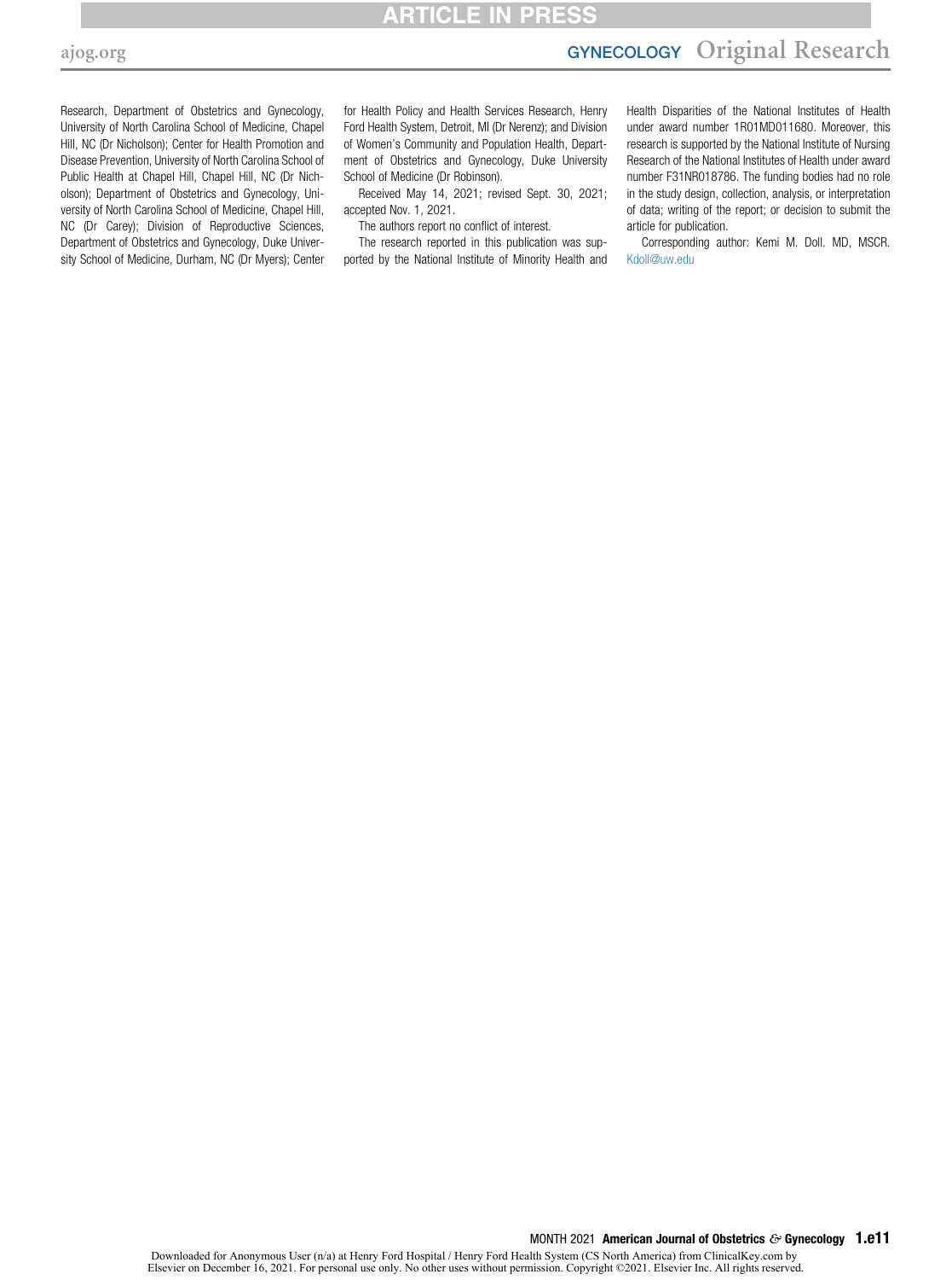Research, Department of Obstetrics and Gynecology, University of North Carolina School of Medicine, Chapel Hill, NC (Dr Nicholson); Center for Health Promotion and Disease Prevention, University of North Carolina School of Public Health at Chapel Hill, Chapel Hill, NC (Dr Nicholson); Department of Obstetrics and Gynecology, University of North Carolina School of Medicine, Chapel Hill, NC (Dr Carey); Division of Reproductive Sciences, Department of Obstetrics and Gynecology, Duke University School of Medicine, Durham, NC (Dr Myers); Center for Health Policy and Health Services Research, Henry Ford Health System, Detroit, MI (Dr Nerenz); and Division of Women's Community and Population Health, Department of Obstetrics and Gynecology, Duke University School of Medicine (Dr Robinson).

Received May 14, 2021; revised Sept. 30, 2021; accepted Nov. 1, 2021.

The authors report no conflict of interest.

The research reported in this publication was supported by the National Institute of Minority Health and Health Disparities of the National Institutes of Health under award number 1R01MD011680. Moreover, this research is supported by the National Institute of Nursing Research of the National Institutes of Health under award number F31NR018786. The funding bodies had no role in the study design, collection, analysis, or interpretation of data; writing of the report; or decision to submit the article for publication.

Corresponding author: Kemi M. Doll. MD, MSCR. Kdoll@uw.edu

Downloaded for Anonymous User (n/a) at Henry Ford Hospital / Henry Ford Health System (CS North America) from ClinicalKey.com by Elsevier on December 16, 2021. For personal use only. No other uses without permission. Copyright ©2021. Elsevier Inc. All rights reserved.